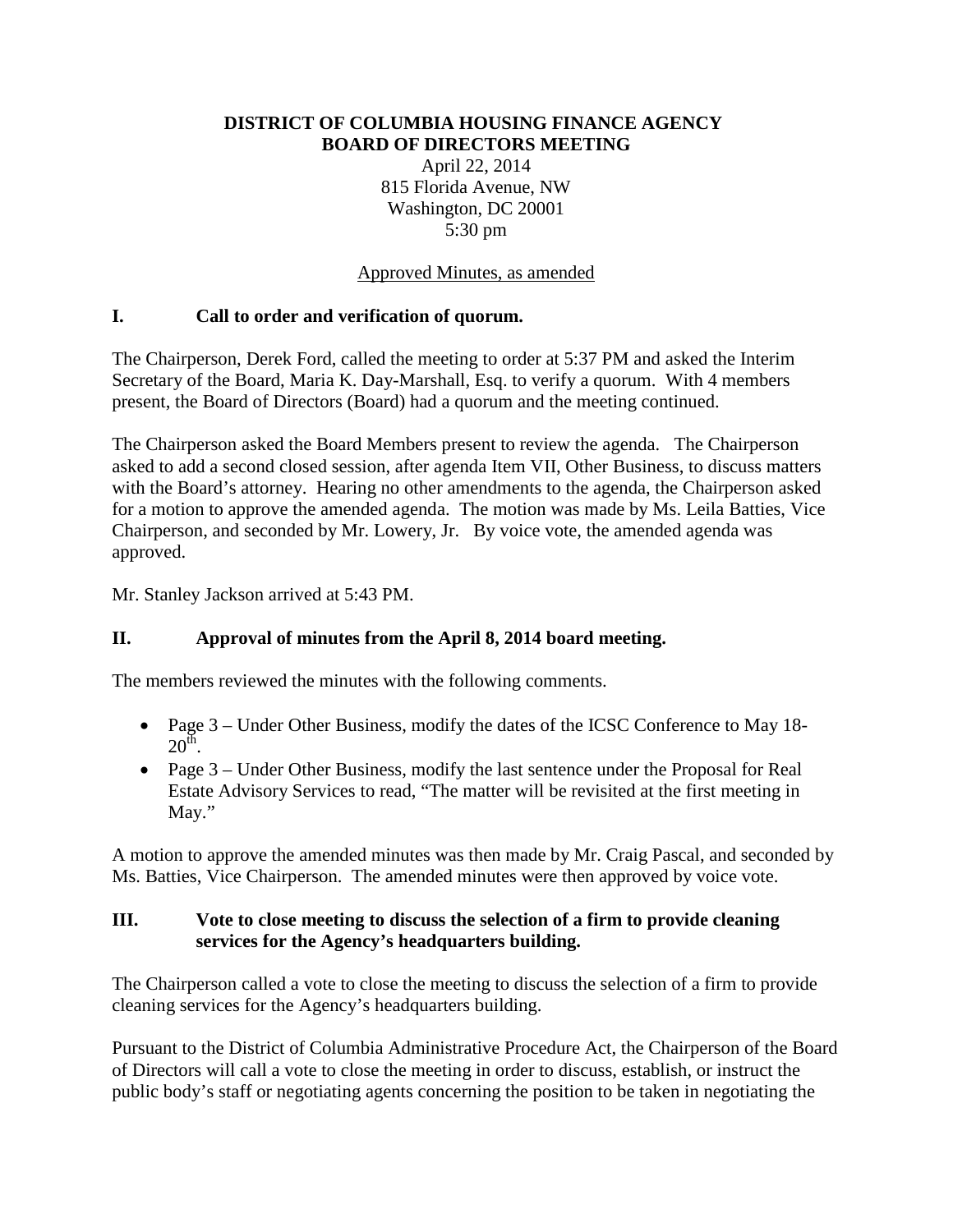**DISTRICT OF COLUMBIA HOUSING FINANCE AGENCY**
**BOARD OF DIRECTORS MEETING**

April 22, 2014
815 Florida Avenue, NW
Washington, DC 20001
5:30 pm

Approved Minutes, as amended

## I. Call to order and verification of quorum.

The Chairperson, Derek Ford, called the meeting to order at 5:37 PM and asked the Interim Secretary of the Board, Maria K. Day-Marshall, Esq. to verify a quorum. With 4 members present, the Board of Directors (Board) had a quorum and the meeting continued.

The Chairperson asked the Board Members present to review the agenda. The Chairperson asked to add a second closed session, after agenda Item VII, Other Business, to discuss matters with the Board's attorney. Hearing no other amendments to the agenda, the Chairperson asked for a motion to approve the amended agenda. The motion was made by Ms. Leila Batties, Vice Chairperson, and seconded by Mr. Lowery, Jr. By voice vote, the amended agenda was approved.

Mr. Stanley Jackson arrived at 5:43 PM.

## II. Approval of minutes from the April 8, 2014 board meeting.

The members reviewed the minutes with the following comments.

- Page 3 – Under Other Business, modify the dates of the ICSC Conference to May 18-20th.
- Page 3 – Under Other Business, modify the last sentence under the Proposal for Real Estate Advisory Services to read, "The matter will be revisited at the first meeting in May."

A motion to approve the amended minutes was then made by Mr. Craig Pascal, and seconded by Ms. Batties, Vice Chairperson. The amended minutes were then approved by voice vote.

## III. Vote to close meeting to discuss the selection of a firm to provide cleaning services for the Agency's headquarters building.

The Chairperson called a vote to close the meeting to discuss the selection of a firm to provide cleaning services for the Agency's headquarters building.

Pursuant to the District of Columbia Administrative Procedure Act, the Chairperson of the Board of Directors will call a vote to close the meeting in order to discuss, establish, or instruct the public body's staff or negotiating agents concerning the position to be taken in negotiating the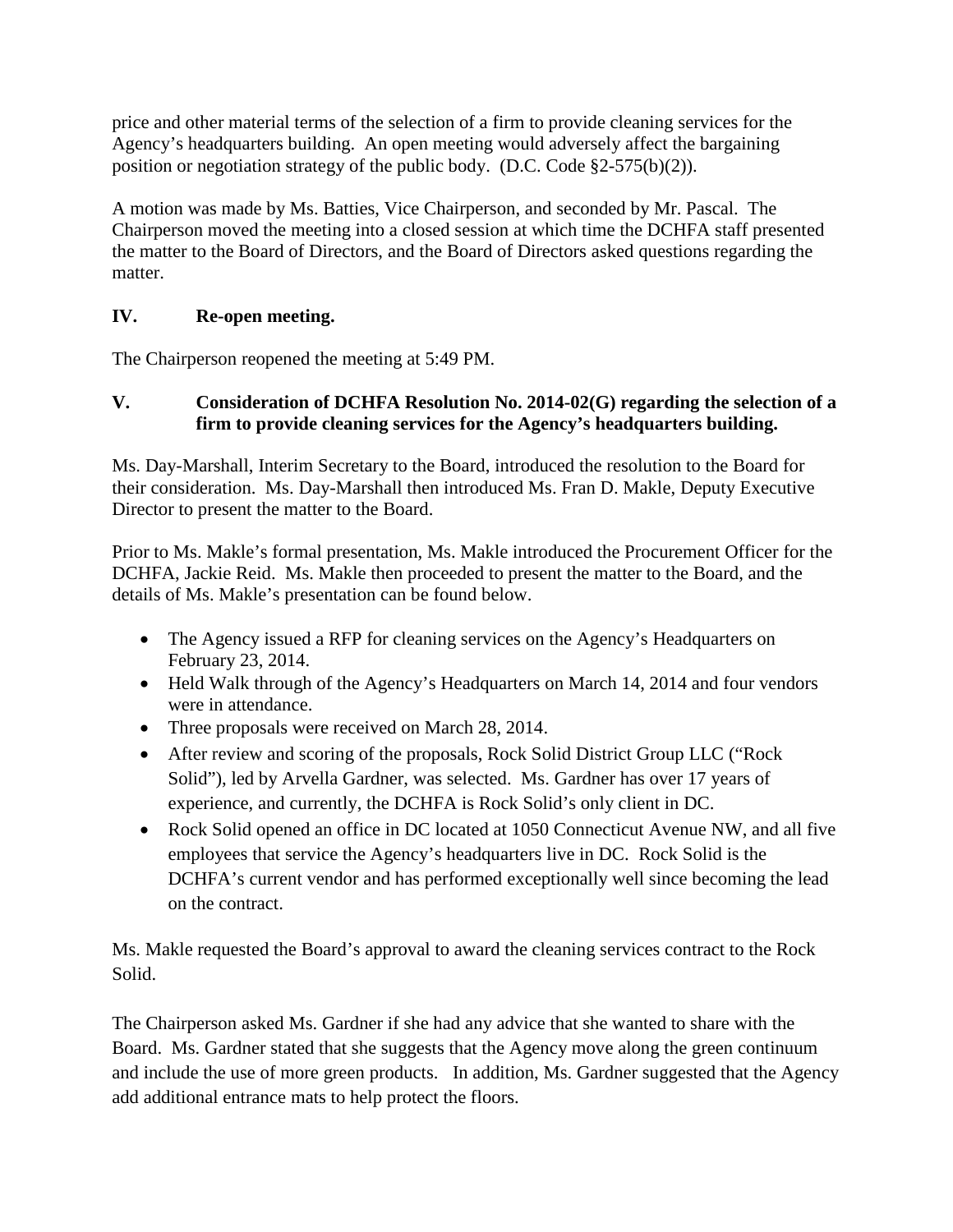price and other material terms of the selection of a firm to provide cleaning services for the Agency's headquarters building. An open meeting would adversely affect the bargaining position or negotiation strategy of the public body. (D.C. Code §2-575(b)(2)).

A motion was made by Ms. Batties, Vice Chairperson, and seconded by Mr. Pascal. The Chairperson moved the meeting into a closed session at which time the DCHFA staff presented the matter to the Board of Directors, and the Board of Directors asked questions regarding the matter.

## IV. Re-open meeting.

The Chairperson reopened the meeting at 5:49 PM.

## V. Consideration of DCHFA Resolution No. 2014-02(G) regarding the selection of a firm to provide cleaning services for the Agency's headquarters building.

Ms. Day-Marshall, Interim Secretary to the Board, introduced the resolution to the Board for their consideration. Ms. Day-Marshall then introduced Ms. Fran D. Makle, Deputy Executive Director to present the matter to the Board.

Prior to Ms. Makle's formal presentation, Ms. Makle introduced the Procurement Officer for the DCHFA, Jackie Reid. Ms. Makle then proceeded to present the matter to the Board, and the details of Ms. Makle's presentation can be found below.

- The Agency issued a RFP for cleaning services on the Agency's Headquarters on February 23, 2014.
- Held Walk through of the Agency's Headquarters on March 14, 2014 and four vendors were in attendance.
- Three proposals were received on March 28, 2014.
- After review and scoring of the proposals, Rock Solid District Group LLC ("Rock Solid"), led by Arvella Gardner, was selected. Ms. Gardner has over 17 years of experience, and currently, the DCHFA is Rock Solid's only client in DC.
- Rock Solid opened an office in DC located at 1050 Connecticut Avenue NW, and all five employees that service the Agency's headquarters live in DC. Rock Solid is the DCHFA's current vendor and has performed exceptionally well since becoming the lead on the contract.

Ms. Makle requested the Board's approval to award the cleaning services contract to the Rock Solid.

The Chairperson asked Ms. Gardner if she had any advice that she wanted to share with the Board. Ms. Gardner stated that she suggests that the Agency move along the green continuum and include the use of more green products. In addition, Ms. Gardner suggested that the Agency add additional entrance mats to help protect the floors.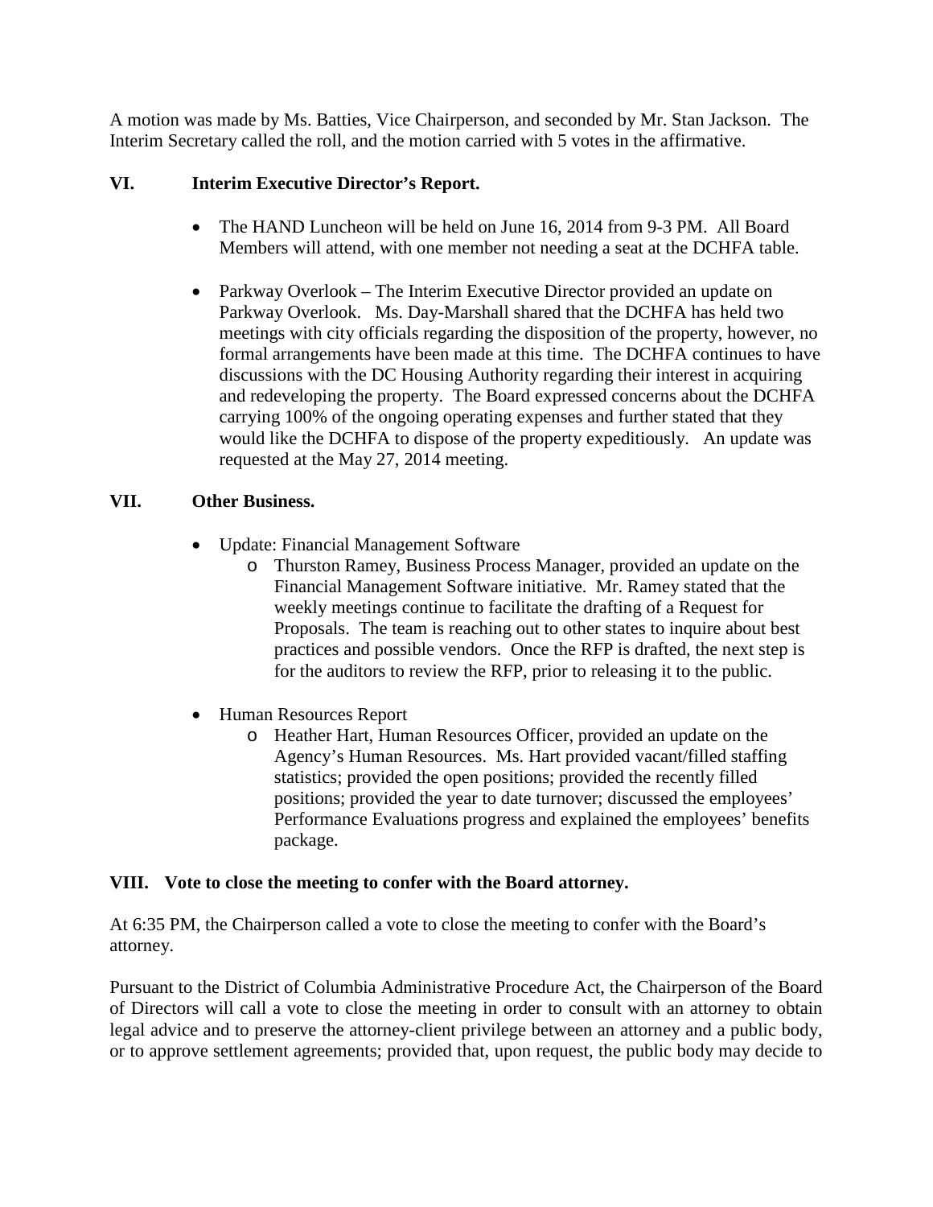A motion was made by Ms. Batties, Vice Chairperson, and seconded by Mr. Stan Jackson. The Interim Secretary called the roll, and the motion carried with 5 votes in the affirmative.

## VI. Interim Executive Director's Report.

- The HAND Luncheon will be held on June 16, 2014 from 9-3 PM. All Board Members will attend, with one member not needing a seat at the DCHFA table.

- Parkway Overlook – The Interim Executive Director provided an update on Parkway Overlook. Ms. Day-Marshall shared that the DCHFA has held two meetings with city officials regarding the disposition of the property, however, no formal arrangements have been made at this time. The DCHFA continues to have discussions with the DC Housing Authority regarding their interest in acquiring and redeveloping the property. The Board expressed concerns about the DCHFA carrying 100% of the ongoing operating expenses and further stated that they would like the DCHFA to dispose of the property expeditiously. An update was requested at the May 27, 2014 meeting.

## VII. Other Business.

- Update: Financial Management Software
  - Thurston Ramey, Business Process Manager, provided an update on the Financial Management Software initiative. Mr. Ramey stated that the weekly meetings continue to facilitate the drafting of a Request for Proposals. The team is reaching out to other states to inquire about best practices and possible vendors. Once the RFP is drafted, the next step is for the auditors to review the RFP, prior to releasing it to the public.

- Human Resources Report
  - Heather Hart, Human Resources Officer, provided an update on the Agency's Human Resources. Ms. Hart provided vacant/filled staffing statistics; provided the open positions; provided the recently filled positions; provided the year to date turnover; discussed the employees' Performance Evaluations progress and explained the employees' benefits package.

## VIII. Vote to close the meeting to confer with the Board attorney.

At 6:35 PM, the Chairperson called a vote to close the meeting to confer with the Board's attorney.

Pursuant to the District of Columbia Administrative Procedure Act, the Chairperson of the Board of Directors will call a vote to close the meeting in order to consult with an attorney to obtain legal advice and to preserve the attorney-client privilege between an attorney and a public body, or to approve settlement agreements; provided that, upon request, the public body may decide to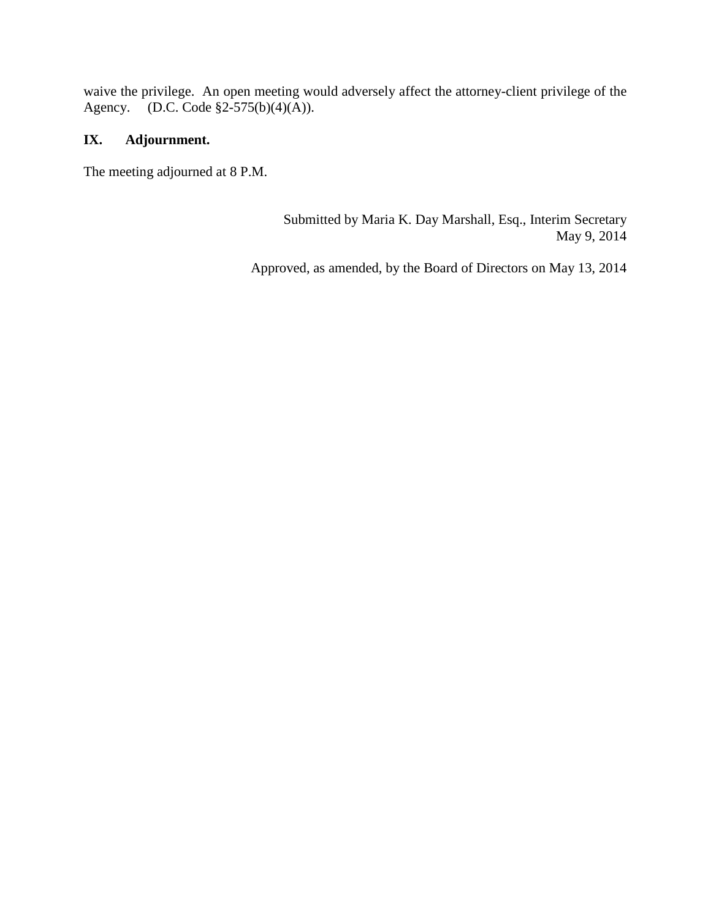waive the privilege. An open meeting would adversely affect the attorney-client privilege of the Agency. (D.C. Code §2-575(b)(4)(A)).

## IX. Adjournment.

The meeting adjourned at 8 P.M.

Submitted by Maria K. Day Marshall, Esq., Interim Secretary
May 9, 2014

Approved, as amended, by the Board of Directors on May 13, 2014